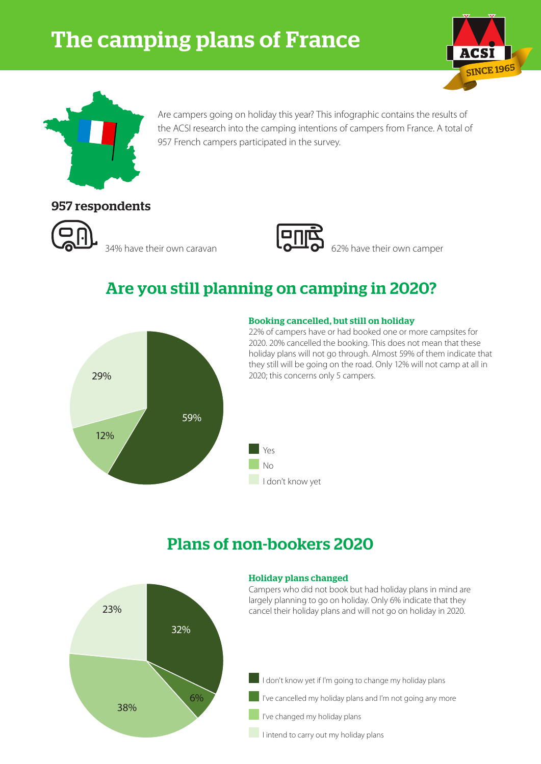# The camping plans of France

ACSI
SINCE 1965

Are campers going on holiday this year? This infographic contains the results of the ACSI research into the camping intentions of campers from France. A total of 957 French campers participated in the survey.

### 957 respondents

34% have their own caravan

62% have their own camper

## Are you still planning on camping in 2020?

29%

12%

59%

#### Booking cancelled, but still on holiday

22% of campers have or had booked one or more campsites for 2020. 20% cancelled the booking. This does not mean that these holiday plans will not go through. Almost 59% of them indicate that they still will be going on the road. Only 12% will not camp at all in 2020; this concerns only 5 campers.

- Yes
- No
- I don't know yet

## Plans of non-bookers 2020

23%

32%

6%

38%

#### Holiday plans changed

Campers who did not book but had holiday plans in mind are largely planning to go on holiday. Only 6% indicate that they cancel their holiday plans and will not go on holiday in 2020.

- I don't know yet if I'm going to change my holiday plans
- I've cancelled my holiday plans and I'm not going any more
- I've changed my holiday plans
- I intend to carry out my holiday plans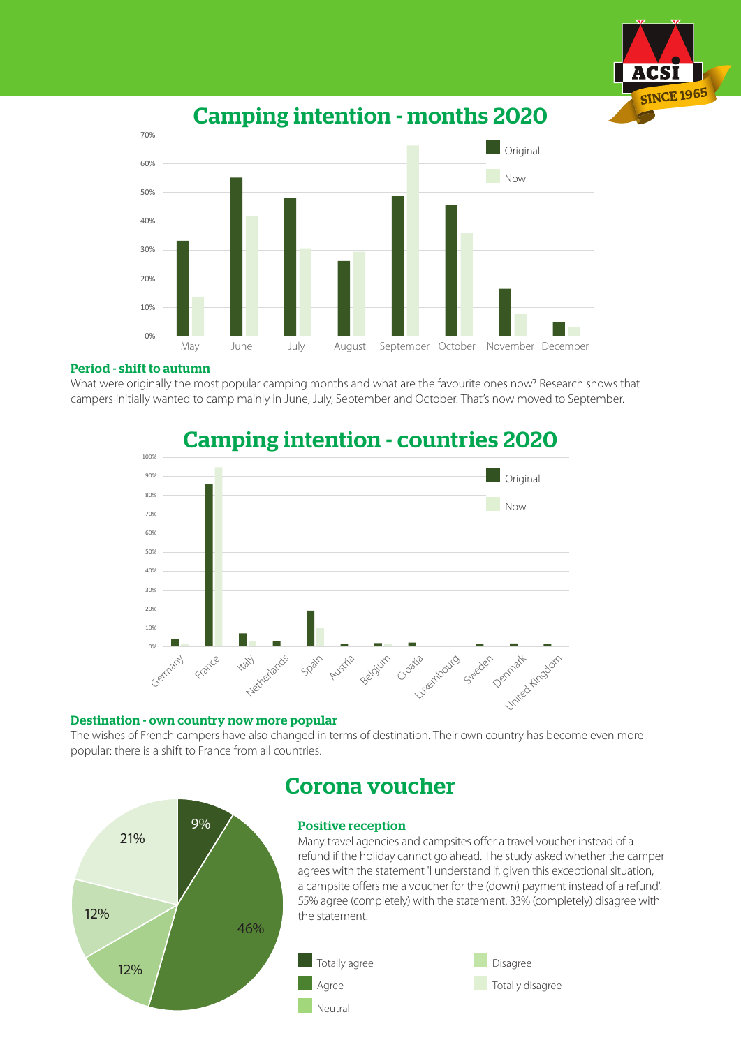## Camping intention - months 2020

70%
60%
50%
40%
30%
20%
10%
0%

Original
Now

May June July August September October November December

**Period - shift to autumn**

What were originally the most popular camping months and what are the favourite ones now? Research shows that campers initially wanted to camp mainly in June, July, September and October. That's now moved to September.

## Camping intention - countries 2020

100%
90%
80%
70%
60%
50%
40%
30%
20%
10%
0%

Original
Now

Germany France Italy Netherlands Spain Austria Belgium Croatia Luxembourg Sweden Denmark United Kingdom

**Destination - own country now more popular**

The wishes of French campers have also changed in terms of destination. Their own country has become even more popular: there is a shift to France from all countries.

9%
46%
12%
12%
21%

## Corona voucher

**Positive reception**

Many travel agencies and campsites offer a travel voucher instead of a refund if the holiday cannot go ahead. The study asked whether the camper agrees with the statement 'I understand if, given this exceptional situation, a campsite offers me a voucher for the (down) payment instead of a refund'. 55% agree (completely) with the statement. 33% (completely) disagree with the statement.

Totally agree
Agree
Neutral
Disagree
Totally disagree